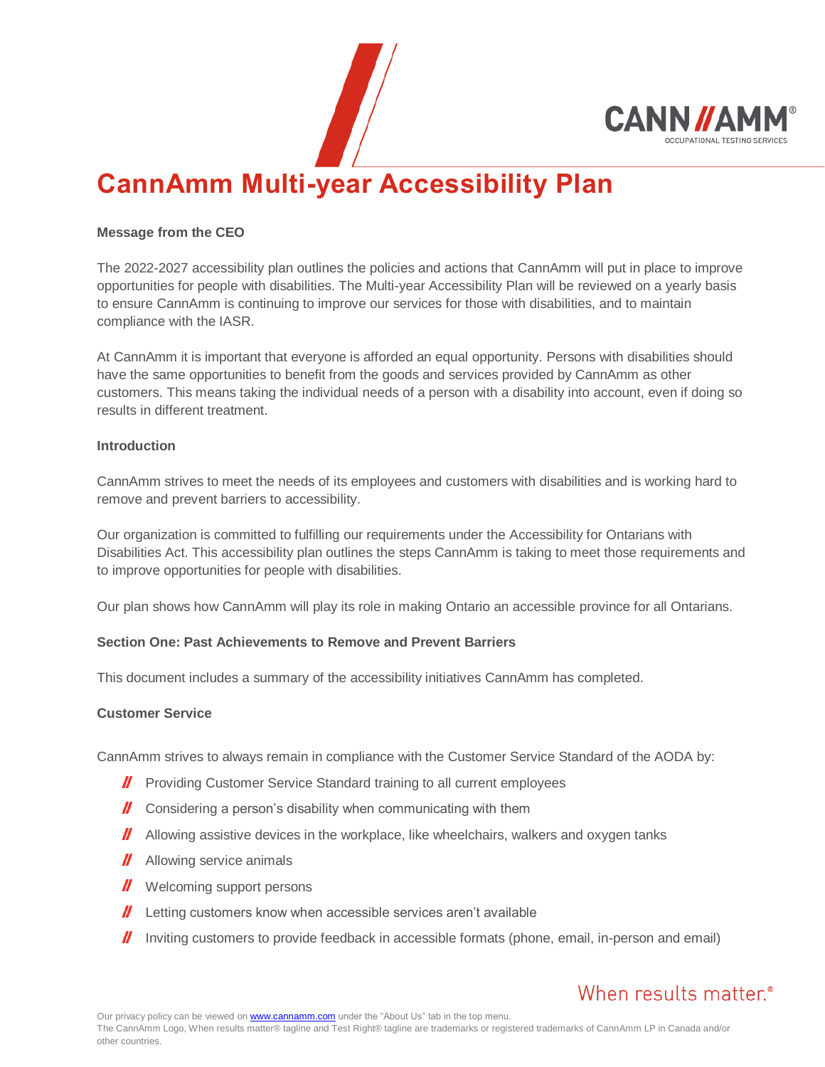# CannAmm Multi-year Accessibility Plan

**Message from the CEO**

The 2022-2027 accessibility plan outlines the policies and actions that CannAmm will put in place to improve opportunities for people with disabilities. The Multi-year Accessibility Plan will be reviewed on a yearly basis to ensure CannAmm is continuing to improve our services for those with disabilities, and to maintain compliance with the IASR.

At CannAmm it is important that everyone is afforded an equal opportunity. Persons with disabilities should have the same opportunities to benefit from the goods and services provided by CannAmm as other customers. This means taking the individual needs of a person with a disability into account, even if doing so results in different treatment.

**Introduction**

CannAmm strives to meet the needs of its employees and customers with disabilities and is working hard to remove and prevent barriers to accessibility.

Our organization is committed to fulfilling our requirements under the Accessibility for Ontarians with Disabilities Act. This accessibility plan outlines the steps CannAmm is taking to meet those requirements and to improve opportunities for people with disabilities.

Our plan shows how CannAmm will play its role in making Ontario an accessible province for all Ontarians.

**Section One: Past Achievements to Remove and Prevent Barriers**

This document includes a summary of the accessibility initiatives CannAmm has completed.

**Customer Service**

CannAmm strives to always remain in compliance with the Customer Service Standard of the AODA by:

- Providing Customer Service Standard training to all current employees
- Considering a person's disability when communicating with them
- Allowing assistive devices in the workplace, like wheelchairs, walkers and oxygen tanks
- Allowing service animals
- Welcoming support persons
- Letting customers know when accessible services aren't available
- Inviting customers to provide feedback in accessible formats (phone, email, in-person and email)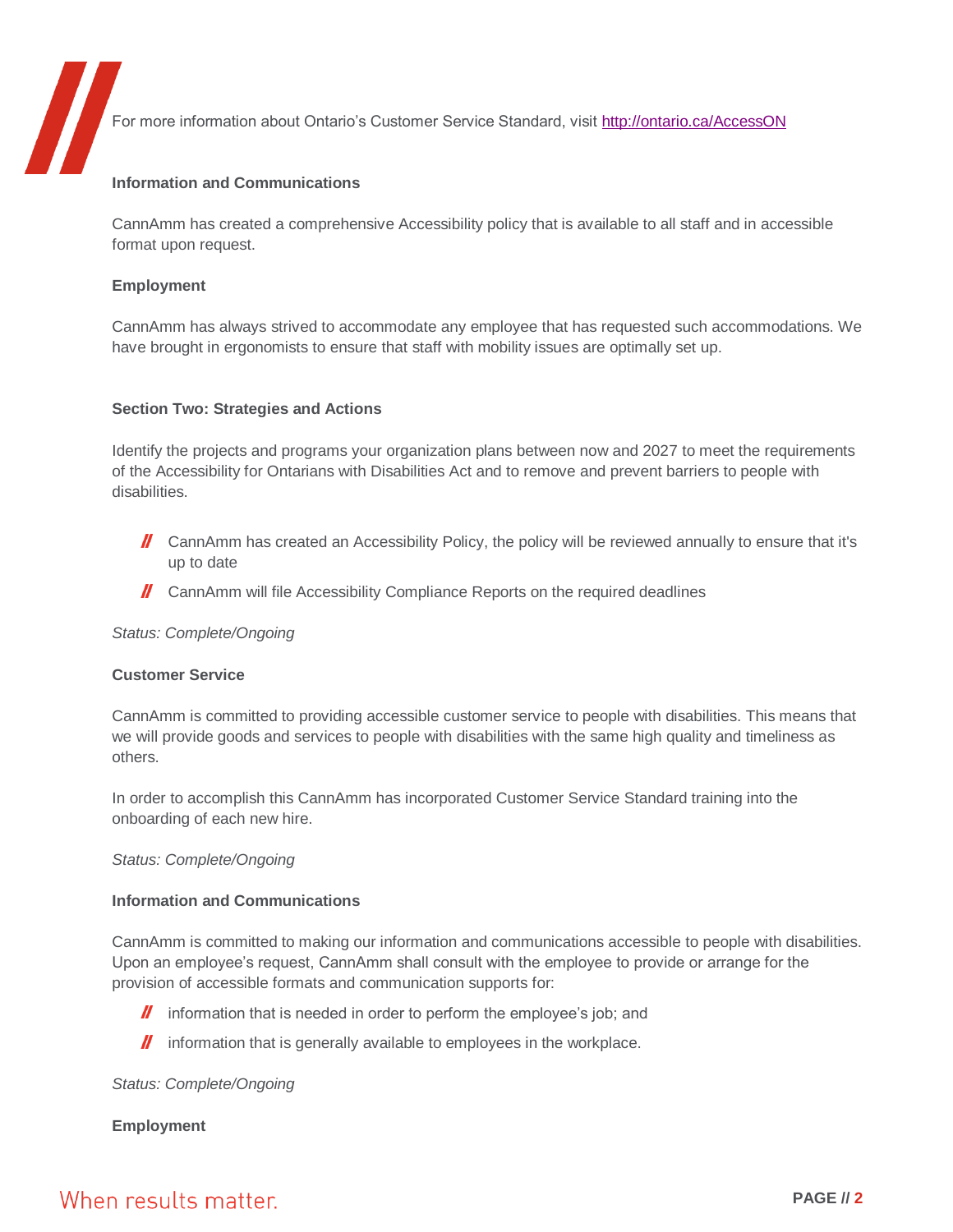For more information about Ontario's Customer Service Standard, visit [http://ontario.ca/AccessON](http://ontario.ca/AccessON)

**Information and Communications**

CannAmm has created a comprehensive Accessibility policy that is available to all staff and in accessible format upon request.

**Employment**

CannAmm has always strived to accommodate any employee that has requested such accommodations. We have brought in ergonomists to ensure that staff with mobility issues are optimally set up.

**Section Two: Strategies and Actions**

Identify the projects and programs your organization plans between now and 2027 to meet the requirements of the Accessibility for Ontarians with Disabilities Act and to remove and prevent barriers to people with disabilities.

- CannAmm has created an Accessibility Policy, the policy will be reviewed annually to ensure that it's up to date
- CannAmm will file Accessibility Compliance Reports on the required deadlines

*Status: Complete/Ongoing*

**Customer Service**

CannAmm is committed to providing accessible customer service to people with disabilities. This means that we will provide goods and services to people with disabilities with the same high quality and timeliness as others.

In order to accomplish this CannAmm has incorporated Customer Service Standard training into the onboarding of each new hire.

*Status: Complete/Ongoing*

**Information and Communications**

CannAmm is committed to making our information and communications accessible to people with disabilities. Upon an employee's request, CannAmm shall consult with the employee to provide or arrange for the provision of accessible formats and communication supports for:

- information that is needed in order to perform the employee's job; and
- information that is generally available to employees in the workplace.

*Status: Complete/Ongoing*

**Employment**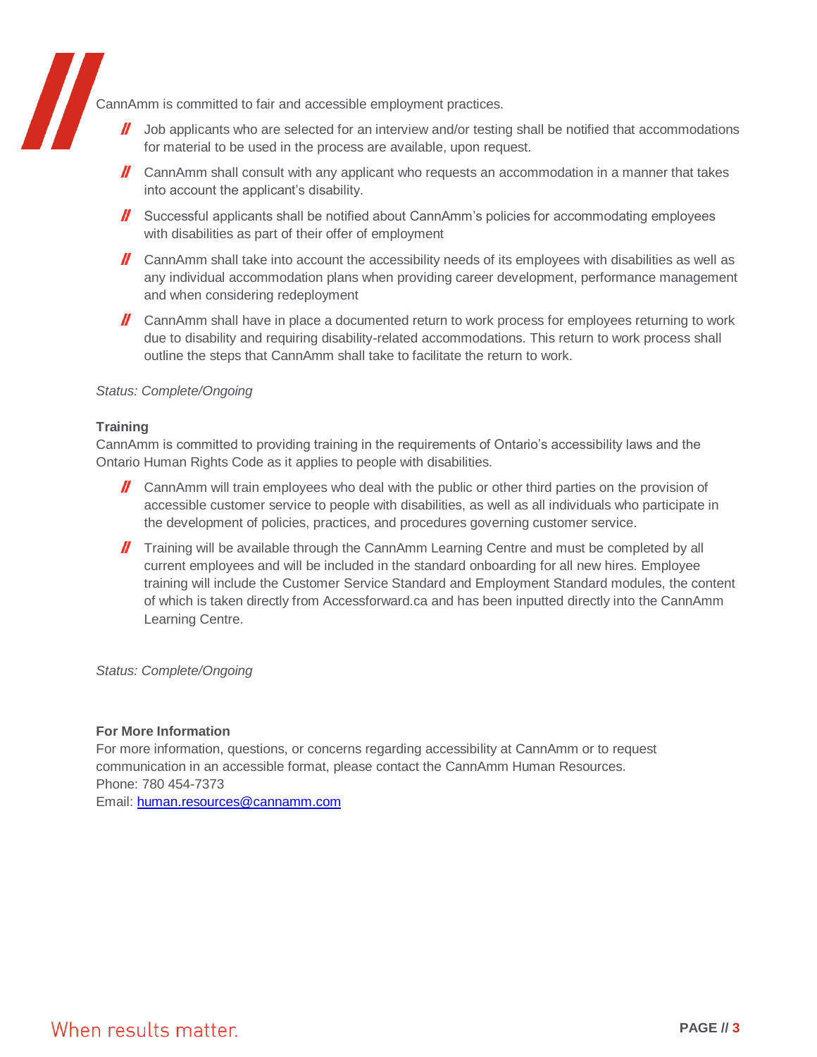CannAmm is committed to fair and accessible employment practices.

- Job applicants who are selected for an interview and/or testing shall be notified that accommodations for material to be used in the process are available, upon request.
- CannAmm shall consult with any applicant who requests an accommodation in a manner that takes into account the applicant's disability.
- Successful applicants shall be notified about CannAmm's policies for accommodating employees with disabilities as part of their offer of employment
- CannAmm shall take into account the accessibility needs of its employees with disabilities as well as any individual accommodation plans when providing career development, performance management and when considering redeployment
- CannAmm shall have in place a documented return to work process for employees returning to work due to disability and requiring disability-related accommodations. This return to work process shall outline the steps that CannAmm shall take to facilitate the return to work.

*Status: Complete/Ongoing*

**Training**

CannAmm is committed to providing training in the requirements of Ontario's accessibility laws and the Ontario Human Rights Code as it applies to people with disabilities.

- CannAmm will train employees who deal with the public or other third parties on the provision of accessible customer service to people with disabilities, as well as all individuals who participate in the development of policies, practices, and procedures governing customer service.
- Training will be available through the CannAmm Learning Centre and must be completed by all current employees and will be included in the standard onboarding for all new hires. Employee training will include the Customer Service Standard and Employment Standard modules, the content of which is taken directly from Accessforward.ca and has been inputted directly into the CannAmm Learning Centre.

*Status: Complete/Ongoing*

**For More Information**

For more information, questions, or concerns regarding accessibility at CannAmm or to request communication in an accessible format, please contact the CannAmm Human Resources.
Phone: 780 454-7373
Email: human.resources@cannamm.com

When results matter.